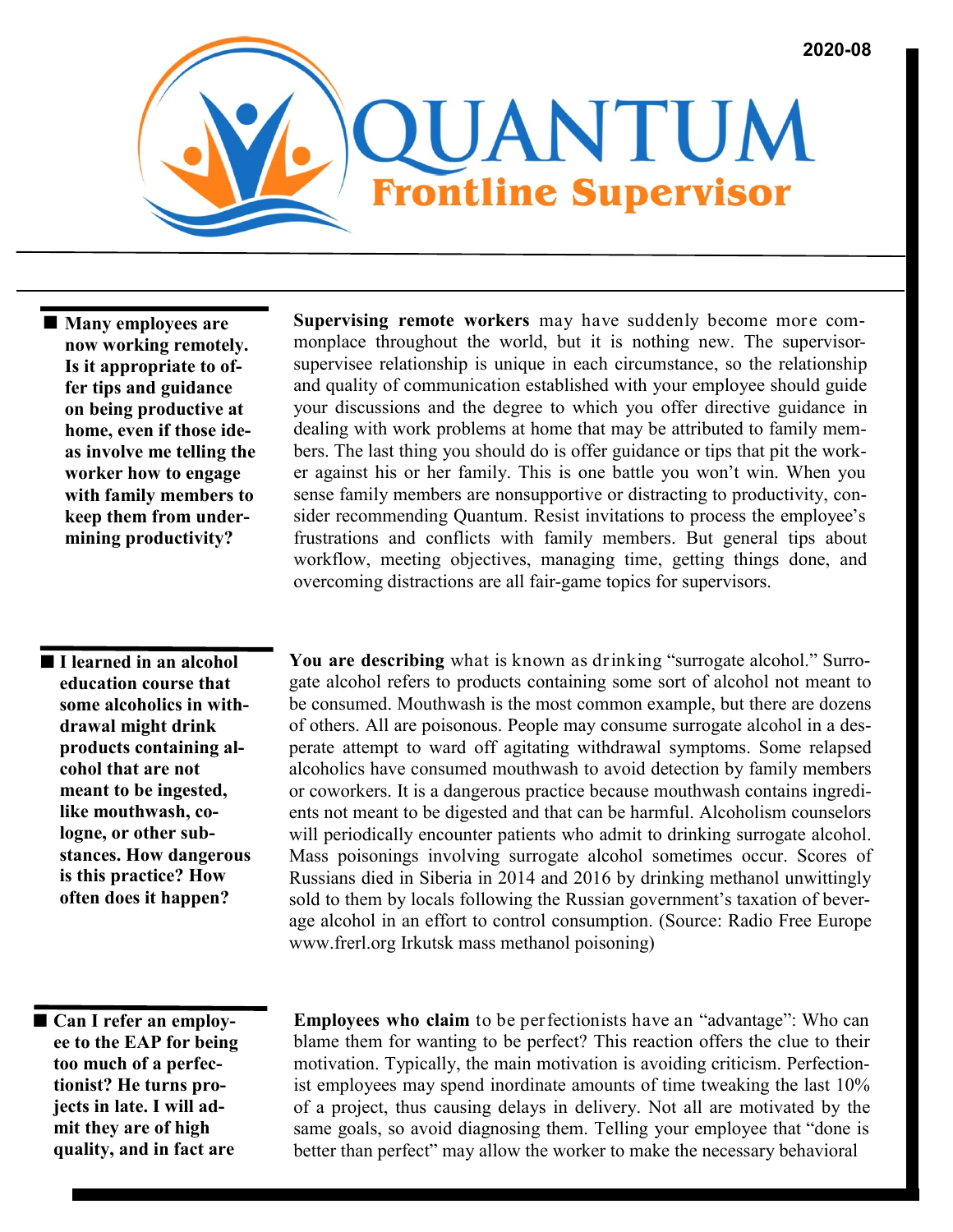2020-08

# QUANTUM

## Frontline Supervisor

**Many employees are now working remotely. Is it appropriate to offer tips and guidance on being productive at home, even if those ideas involve me telling the worker how to engage with family members to keep them from undermining productivity?**

**Supervising remote workers** may have suddenly become more commonplace throughout the world, but it is nothing new. The supervisor-supervisee relationship is unique in each circumstance, so the relationship and quality of communication established with your employee should guide your discussions and the degree to which you offer directive guidance in dealing with work problems at home that may be attributed to family members. The last thing you should do is offer guidance or tips that pit the worker against his or her family. This is one battle you won't win. When you sense family members are nonsupportive or distracting to productivity, consider recommending Quantum. Resist invitations to process the employee's frustrations and conflicts with family members. But general tips about workflow, meeting objectives, managing time, getting things done, and overcoming distractions are all fair-game topics for supervisors.

**I learned in an alcohol education course that some alcoholics in withdrawal might drink products containing alcohol that are not meant to be ingested, like mouthwash, cologne, or other substances. How dangerous is this practice? How often does it happen?**

**You are describing** what is known as drinking "surrogate alcohol." Surrogate alcohol refers to products containing some sort of alcohol not meant to be consumed. Mouthwash is the most common example, but there are dozens of others. All are poisonous. People may consume surrogate alcohol in a desperate attempt to ward off agitating withdrawal symptoms. Some relapsed alcoholics have consumed mouthwash to avoid detection by family members or coworkers. It is a dangerous practice because mouthwash contains ingredients not meant to be digested and that can be harmful. Alcoholism counselors will periodically encounter patients who admit to drinking surrogate alcohol. Mass poisonings involving surrogate alcohol sometimes occur. Scores of Russians died in Siberia in 2014 and 2016 by drinking methanol unwittingly sold to them by locals following the Russian government's taxation of beverage alcohol in an effort to control consumption. (Source: Radio Free Europe www.frerl.org Irkutsk mass methanol poisoning)

**Can I refer an employee to the EAP for being too much of a perfectionist? He turns projects in late. I will admit they are of high quality, and in fact are**

**Employees who claim** to be perfectionists have an "advantage": Who can blame them for wanting to be perfect? This reaction offers the clue to their motivation. Typically, the main motivation is avoiding criticism. Perfectionist employees may spend inordinate amounts of time tweaking the last 10% of a project, thus causing delays in delivery. Not all are motivated by the same goals, so avoid diagnosing them. Telling your employee that "done is better than perfect" may allow the worker to make the necessary behavioral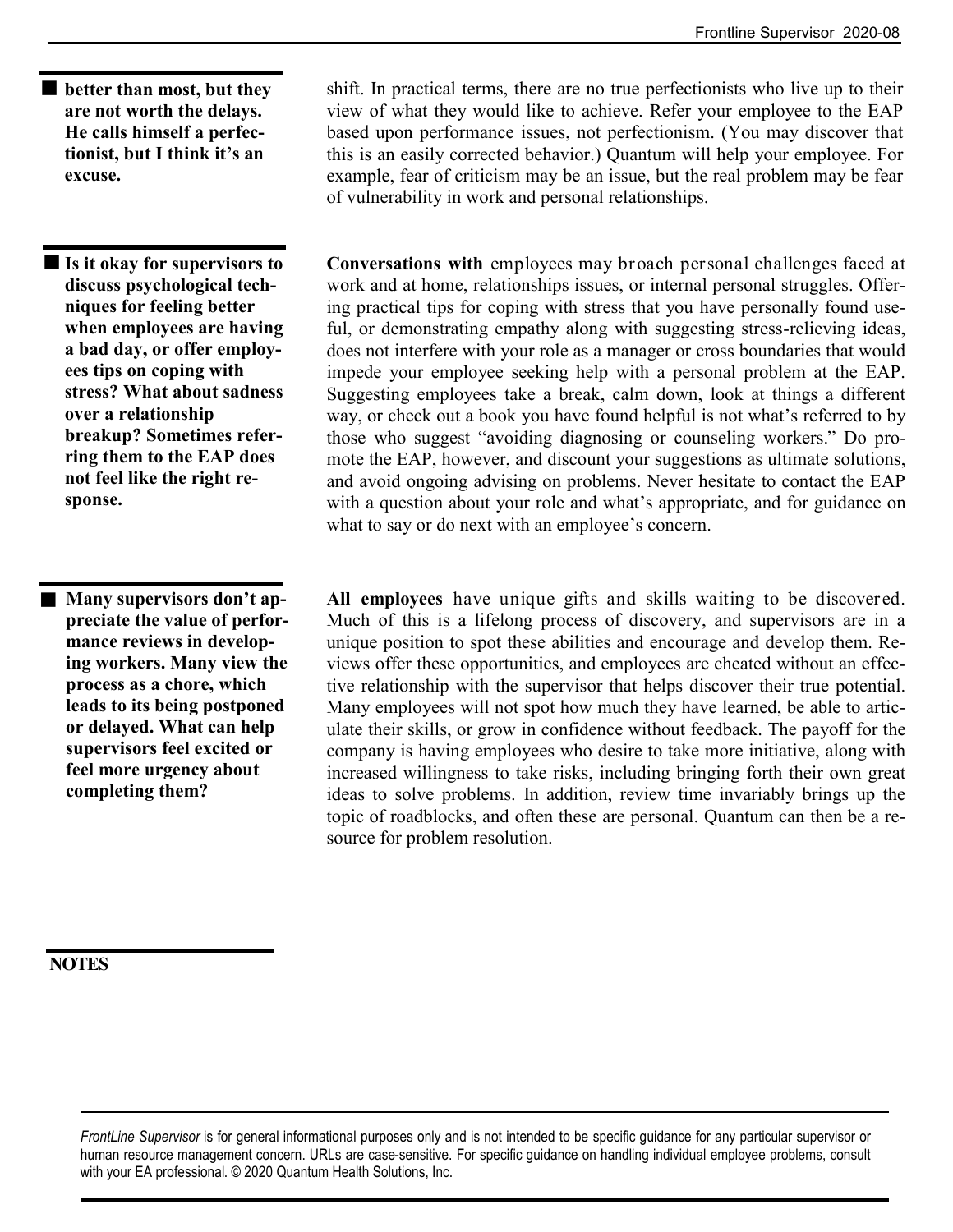**better than most, but they are not worth the delays. He calls himself a perfectionist, but I think it's an excuse.**

shift. In practical terms, there are no true perfectionists who live up to their view of what they would like to achieve. Refer your employee to the EAP based upon performance issues, not perfectionism. (You may discover that this is an easily corrected behavior.) Quantum will help your employee. For example, fear of criticism may be an issue, but the real problem may be fear of vulnerability in work and personal relationships.

**Is it okay for supervisors to discuss psychological techniques for feeling better when employees are having a bad day, or offer employees tips on coping with stress? What about sadness over a relationship breakup? Sometimes referring them to the EAP does not feel like the right response.**

**Conversations with** employees may broach personal challenges faced at work and at home, relationships issues, or internal personal struggles. Offering practical tips for coping with stress that you have personally found useful, or demonstrating empathy along with suggesting stress-relieving ideas, does not interfere with your role as a manager or cross boundaries that would impede your employee seeking help with a personal problem at the EAP. Suggesting employees take a break, calm down, look at things a different way, or check out a book you have found helpful is not what's referred to by those who suggest "avoiding diagnosing or counseling workers." Do promote the EAP, however, and discount your suggestions as ultimate solutions, and avoid ongoing advising on problems. Never hesitate to contact the EAP with a question about your role and what's appropriate, and for guidance on what to say or do next with an employee's concern.

**Many supervisors don't appreciate the value of performance reviews in developing workers. Many view the process as a chore, which leads to its being postponed or delayed. What can help supervisors feel excited or feel more urgency about completing them?**

**All employees** have unique gifts and skills waiting to be discovered. Much of this is a lifelong process of discovery, and supervisors are in a unique position to spot these abilities and encourage and develop them. Reviews offer these opportunities, and employees are cheated without an effective relationship with the supervisor that helps discover their true potential. Many employees will not spot how much they have learned, be able to articulate their skills, or grow in confidence without feedback. The payoff for the company is having employees who desire to take more initiative, along with increased willingness to take risks, including bringing forth their own great ideas to solve problems. In addition, review time invariably brings up the topic of roadblocks, and often these are personal. Quantum can then be a resource for problem resolution.

**NOTES**

*FrontLine Supervisor* is for general informational purposes only and is not intended to be specific guidance for any particular supervisor or human resource management concern. URLs are case-sensitive. For specific guidance on handling individual employee problems, consult with your EA professional. © 2020 Quantum Health Solutions, Inc.